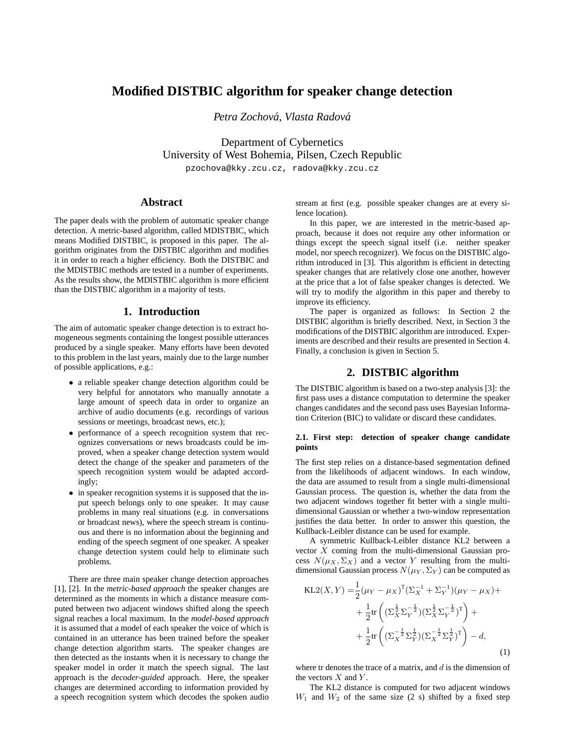# Modified DISTBIC algorithm for speaker change detection

*Petra Zochová, Vlasta Radová*

Department of Cybernetics
University of West Bohemia, Pilsen, Czech Republic
pzochova@kky.zcu.cz, radova@kky.zcu.cz

## Abstract

The paper deals with the problem of automatic speaker change detection. A metric-based algorithm, called MDISTBIC, which means Modified DISTBIC, is proposed in this paper. The algorithm originates from the DISTBIC algorithm and modifies it in order to reach a higher efficiency. Both the DISTBIC and the MDISTBIC methods are tested in a number of experiments. As the results show, the MDISTBIC algorithm is more efficient than the DISTBIC algorithm in a majority of tests.

## 1. Introduction

The aim of automatic speaker change detection is to extract homogeneous segments containing the longest possible utterances produced by a single speaker. Many efforts have been devoted to this problem in the last years, mainly due to the large number of possible applications, e.g.:

- a reliable speaker change detection algorithm could be very helpful for annotators who manually annotate a large amount of speech data in order to organize an archive of audio documents (e.g. recordings of various sessions or meetings, broadcast news, etc.);
- performance of a speech recognition system that recognizes conversations or news broadcasts could be improved, when a speaker change detection system would detect the change of the speaker and parameters of the speech recognition system would be adapted accordingly;
- in speaker recognition systems it is supposed that the input speech belongs only to one speaker. It may cause problems in many real situations (e.g. in conversations or broadcast news), where the speech stream is continuous and there is no information about the beginning and ending of the speech segment of one speaker. A speaker change detection system could help to eliminate such problems.

There are three main speaker change detection approaches [1], [2]. In the *metric-based approach* the speaker changes are determined as the moments in which a distance measure computed between two adjacent windows shifted along the speech signal reaches a local maximum. In the *model-based approach* it is assumed that a model of each speaker the voice of which is contained in an utterance has been trained before the speaker change detection algorithm starts. The speaker changes are then detected as the instants when it is necessary to change the speaker model in order it match the speech signal. The last approach is the *decoder-guided* approach. Here, the speaker changes are determined according to information provided by a speech recognition system which decodes the spoken audio stream at first (e.g. possible speaker changes are at every silence location).

In this paper, we are interested in the metric-based approach, because it does not require any other information or things except the speech signal itself (i.e. neither speaker model, nor speech recognizer). We focus on the DISTBIC algorithm introduced in [3]. This algorithm is efficient in detecting speaker changes that are relatively close one another, however at the price that a lot of false speaker changes is detected. We will try to modify the algorithm in this paper and thereby to improve its efficiency.

The paper is organized as follows: In Section 2 the DISTBIC algorithm is briefly described. Next, in Section 3 the modifications of the DISTBIC algorithm are introduced. Experiments are described and their results are presented in Section 4. Finally, a conclusion is given in Section 5.

## 2. DISTBIC algorithm

The DISTBIC algorithm is based on a two-step analysis [3]: the first pass uses a distance computation to determine the speaker changes candidates and the second pass uses Bayesian Information Criterion (BIC) to validate or discard these candidates.

### 2.1. First step: detection of speaker change candidate points

The first step relies on a distance-based segmentation defined from the likelihoods of adjacent windows. In each window, the data are assumed to result from a single multi-dimensional Gaussian process. The question is, whether the data from the two adjacent windows together fit better with a single multi-dimensional Gaussian or whether a two-window representation justifies the data better. In order to answer this question, the Kullback-Leibler distance can be used for example.

A symmetric Kullback-Leibler distance KL2 between a vector $X$ coming from the multi-dimensional Gaussian process $N(\mu_X, \Sigma_X)$ and a vector $Y$ resulting from the multi-dimensional Gaussian process $N(\mu_Y, \Sigma_Y)$ can be computed as

$$
\begin{aligned}
\mathrm{KL2}(X,Y) =& \frac{1}{2}(\mu_Y - \mu_X)^{\mathrm{T}}(\Sigma_X^{-1} + \Sigma_Y^{-1})(\mu_Y - \mu_X) + \\
&+ \frac{1}{2}\mathrm{tr}\left( (\Sigma_X^{\frac{1}{2}}\Sigma_Y^{-\frac{1}{2}})(\Sigma_X^{\frac{1}{2}}\Sigma_Y^{-\frac{1}{2}})^{\mathrm{T}} \right) + \\
&+ \frac{1}{2}\mathrm{tr}\left( (\Sigma_X^{-\frac{1}{2}}\Sigma_Y^{\frac{1}{2}})(\Sigma_X^{-\frac{1}{2}}\Sigma_Y^{\frac{1}{2}})^{\mathrm{T}} \right) - d,
\end{aligned}
\quad (1)
$$

where tr denotes the trace of a matrix, and $d$ is the dimension of the vectors $X$ and $Y$.

The KL2 distance is computed for two adjacent windows $W_1$ and $W_2$ of the same size (2 s) shifted by a fixed step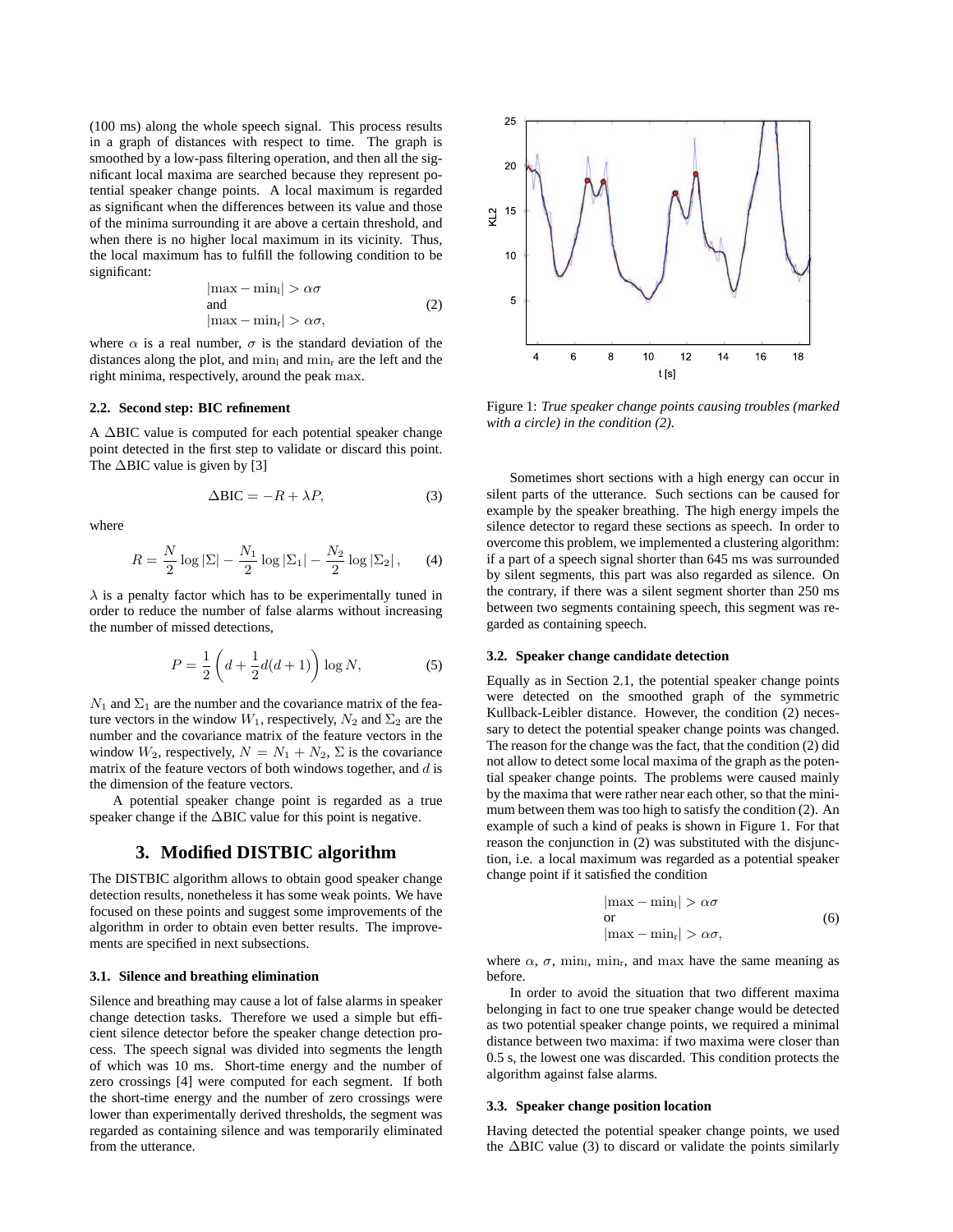(100 ms) along the whole speech signal. This process results in a graph of distances with respect to time. The graph is smoothed by a low-pass filtering operation, and then all the significant local maxima are searched because they represent potential speaker change points. A local maximum is regarded as significant when the differences between its value and those of the minima surrounding it are above a certain threshold, and when there is no higher local maximum in its vicinity. Thus, the local maximum has to fulfill the following condition to be significant:

$$
\begin{array}{l}
|\max - \min_{\mathrm{l}}| > \alpha\sigma \\
\text{and} \\
|\max - \min_{\mathrm{r}}| > \alpha\sigma,
\end{array}
\tag{2}
$$

where $\alpha$ is a real number, $\sigma$ is the standard deviation of the distances along the plot, and $\min_{\mathrm{l}}$ and $\min_{\mathrm{r}}$ are the left and the right minima, respectively, around the peak $\max$.

### 2.2. Second step: BIC refinement

A $\Delta$BIC value is computed for each potential speaker change point detected in the first step to validate or discard this point. The $\Delta$BIC value is given by [3]

$$
\Delta\mathrm{BIC} = -R + \lambda P, \tag{3}
$$

where

$$
R = \frac{N}{2}\log|\Sigma| - \frac{N_1}{2}\log|\Sigma_1| - \frac{N_2}{2}\log|\Sigma_2|, \tag{4}
$$

$\lambda$ is a penalty factor which has to be experimentally tuned in order to reduce the number of false alarms without increasing the number of missed detections,

$$
P = \frac{1}{2}\left(d + \frac{1}{2}d(d+1)\right)\log N, \tag{5}
$$

$N_1$ and $\Sigma_1$ are the number and the covariance matrix of the feature vectors in the window $W_1$, respectively, $N_2$ and $\Sigma_2$ are the number and the covariance matrix of the feature vectors in the window $W_2$, respectively, $N = N_1 + N_2$, $\Sigma$ is the covariance matrix of the feature vectors of both windows together, and $d$ is the dimension of the feature vectors.

A potential speaker change point is regarded as a true speaker change if the $\Delta$BIC value for this point is negative.

## 3. Modified DISTBIC algorithm

The DISTBIC algorithm allows to obtain good speaker change detection results, nonetheless it has some weak points. We have focused on these points and suggest some improvements of the algorithm in order to obtain even better results. The improvements are specified in next subsections.

### 3.1. Silence and breathing elimination

Silence and breathing may cause a lot of false alarms in speaker change detection tasks. Therefore we used a simple but efficient silence detector before the speaker change detection process. The speech signal was divided into segments the length of which was 10 ms. Short-time energy and the number of zero crossings [4] were computed for each segment. If both the short-time energy and the number of zero crossings were lower than experimentally derived thresholds, the segment was regarded as containing silence and was temporarily eliminated from the utterance.

Figure 1: *True speaker change points causing troubles (marked with a circle) in the condition (2).*

Sometimes short sections with a high energy can occur in silent parts of the utterance. Such sections can be caused for example by the speaker breathing. The high energy impels the silence detector to regard these sections as speech. In order to overcome this problem, we implemented a clustering algorithm: if a part of a speech signal shorter than 645 ms was surrounded by silent segments, this part was also regarded as silence. On the contrary, if there was a silent segment shorter than 250 ms between two segments containing speech, this segment was regarded as containing speech.

### 3.2. Speaker change candidate detection

Equally as in Section 2.1, the potential speaker change points were detected on the smoothed graph of the symmetric Kullback-Leibler distance. However, the condition (2) necessary to detect the potential speaker change points was changed. The reason for the change was the fact, that the condition (2) did not allow to detect some local maxima of the graph as the potential speaker change points. The problems were caused mainly by the maxima that were rather near each other, so that the minimum between them was too high to satisfy the condition (2). An example of such a kind of peaks is shown in Figure 1. For that reason the conjunction in (2) was substituted with the disjunction, i.e. a local maximum was regarded as a potential speaker change point if it satisfied the condition

$$
\begin{array}{l}
|\max - \min_{\mathrm{l}}| > \alpha\sigma \\
\text{or} \\
|\max - \min_{\mathrm{r}}| > \alpha\sigma,
\end{array}
\tag{6}
$$

where $\alpha$, $\sigma$, $\min_{\mathrm{l}}$, $\min_{\mathrm{r}}$, and $\max$ have the same meaning as before.

In order to avoid the situation that two different maxima belonging in fact to one true speaker change would be detected as two potential speaker change points, we required a minimal distance between two maxima: if two maxima were closer than 0.5 s, the lowest one was discarded. This condition protects the algorithm against false alarms.

### 3.3. Speaker change position location

Having detected the potential speaker change points, we used the $\Delta$BIC value (3) to discard or validate the points similarly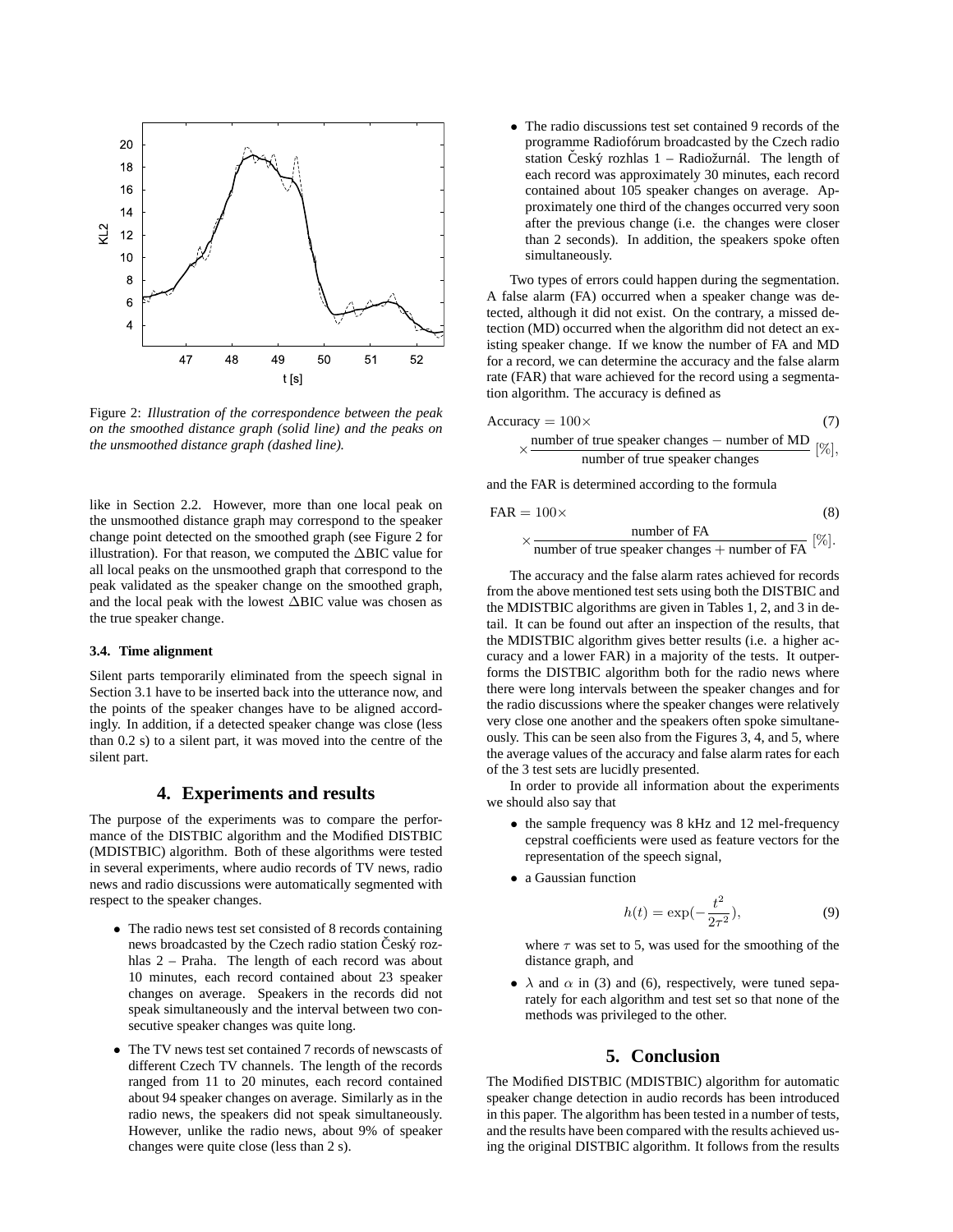Figure 2: *Illustration of the correspondence between the peak on the smoothed distance graph (solid line) and the peaks on the unsmoothed distance graph (dashed line).*

like in Section 2.2. However, more than one local peak on the unsmoothed distance graph may correspond to the speaker change point detected on the smoothed graph (see Figure 2 for illustration). For that reason, we computed the $\Delta$BIC value for all local peaks on the unsmoothed graph that correspond to the peak validated as the speaker change on the smoothed graph, and the local peak with the lowest $\Delta$BIC value was chosen as the true speaker change.

### 3.4. Time alignment

Silent parts temporarily eliminated from the speech signal in Section 3.1 have to be inserted back into the utterance now, and the points of the speaker changes have to be aligned accordingly. In addition, if a detected speaker change was close (less than 0.2 s) to a silent part, it was moved into the centre of the silent part.

## 4. Experiments and results

The purpose of the experiments was to compare the performance of the DISTBIC algorithm and the Modified DISTBIC (MDISTBIC) algorithm. Both of these algorithms were tested in several experiments, where audio records of TV news, radio news and radio discussions were automatically segmented with respect to the speaker changes.

- The radio news test set consisted of 8 records containing news broadcasted by the Czech radio station Český rozhlas 2 – Praha. The length of each record was about 10 minutes, each record contained about 23 speaker changes on average. Speakers in the records did not speak simultaneously and the interval between two consecutive speaker changes was quite long.
- The TV news test set contained 7 records of newscasts of different Czech TV channels. The length of the records ranged from 11 to 20 minutes, each record contained about 94 speaker changes on average. Similarly as in the radio news, the speakers did not speak simultaneously. However, unlike the radio news, about 9% of speaker changes were quite close (less than 2 s).
- The radio discussions test set contained 9 records of the programme Radiofórum broadcasted by the Czech radio station Český rozhlas 1 – Radiožurnál. The length of each record was approximately 30 minutes, each record contained about 105 speaker changes on average. Approximately one third of the changes occurred very soon after the previous change (i.e. the changes were closer than 2 seconds). In addition, the speakers spoke often simultaneously.

Two types of errors could happen during the segmentation. A false alarm (FA) occurred when a speaker change was detected, although it did not exist. On the contrary, a missed detection (MD) occurred when the algorithm did not detect an existing speaker change. If we know the number of FA and MD for a record, we can determine the accuracy and the false alarm rate (FAR) that ware achieved for the record using a segmentation algorithm. The accuracy is defined as

$$\text{Accuracy} = 100 \times \frac{\text{number of true speaker changes} - \text{number of MD}}{\text{number of true speaker changes}} \; [\%], \tag{7}$$

and the FAR is determined according to the formula

$$\text{FAR} = 100 \times \frac{\text{number of FA}}{\text{number of true speaker changes} + \text{number of FA}} \; [\%]. \tag{8}$$

The accuracy and the false alarm rates achieved for records from the above mentioned test sets using both the DISTBIC and the MDISTBIC algorithms are given in Tables 1, 2, and 3 in detail. It can be found out after an inspection of the results, that the MDISTBIC algorithm gives better results (i.e. a higher accuracy and a lower FAR) in a majority of the tests. It outperforms the DISTBIC algorithm both for the radio news where there were long intervals between the speaker changes and for the radio discussions where the speaker changes were relatively very close one another and the speakers often spoke simultaneously. This can be seen also from the Figures 3, 4, and 5, where the average values of the accuracy and false alarm rates for each of the 3 test sets are lucidly presented.

In order to provide all information about the experiments we should also say that

- the sample frequency was 8 kHz and 12 mel-frequency cepstral coefficients were used as feature vectors for the representation of the speech signal,
- a Gaussian function

$$h(t) = \exp(-\frac{t^2}{2\tau^2}), \tag{9}$$

  where $\tau$ was set to 5, was used for the smoothing of the distance graph, and
- $\lambda$ and $\alpha$ in (3) and (6), respectively, were tuned separately for each algorithm and test set so that none of the methods was privileged to the other.

## 5. Conclusion

The Modified DISTBIC (MDISTBIC) algorithm for automatic speaker change detection in audio records has been introduced in this paper. The algorithm has been tested in a number of tests, and the results have been compared with the results achieved using the original DISTBIC algorithm. It follows from the results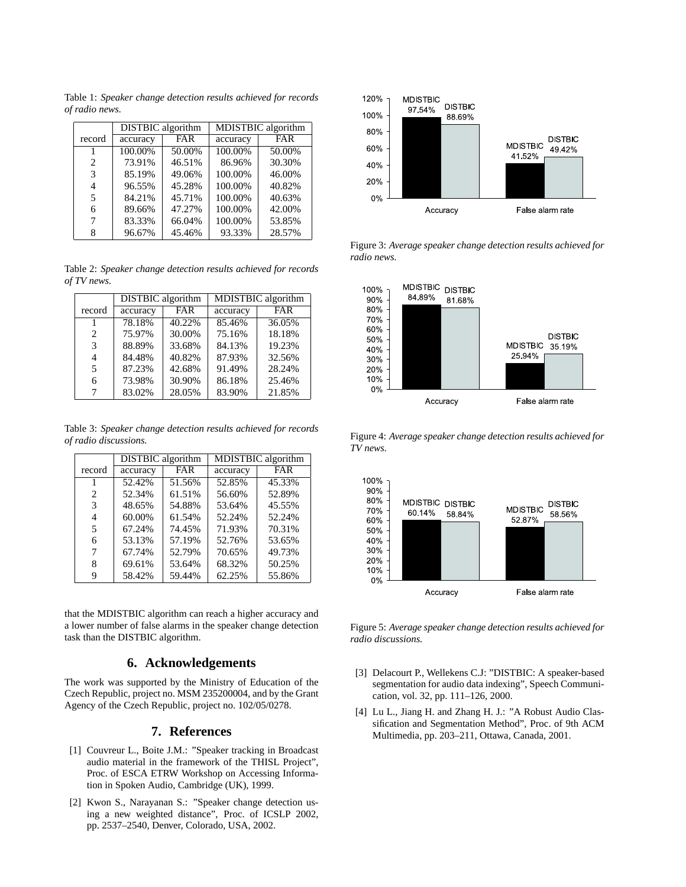Table 1: *Speaker change detection results achieved for records of radio news.*

| | DISTBIC algorithm | | MDISTBIC algorithm | |
|---|---|---|---|---|
| record | accuracy | FAR | accuracy | FAR |
| 1 | 100.00% | 50.00% | 100.00% | 50.00% |
| 2 | 73.91% | 46.51% | 86.96% | 30.30% |
| 3 | 85.19% | 49.06% | 100.00% | 46.00% |
| 4 | 96.55% | 45.28% | 100.00% | 40.82% |
| 5 | 84.21% | 45.71% | 100.00% | 40.63% |
| 6 | 89.66% | 47.27% | 100.00% | 42.00% |
| 7 | 83.33% | 66.04% | 100.00% | 53.85% |
| 8 | 96.67% | 45.46% | 93.33% | 28.57% |

Table 2: *Speaker change detection results achieved for records of TV news.*

| | DISTBIC algorithm | | MDISTBIC algorithm | |
|---|---|---|---|---|
| record | accuracy | FAR | accuracy | FAR |
| 1 | 78.18% | 40.22% | 85.46% | 36.05% |
| 2 | 75.97% | 30.00% | 75.16% | 18.18% |
| 3 | 88.89% | 33.68% | 84.13% | 19.23% |
| 4 | 84.48% | 40.82% | 87.93% | 32.56% |
| 5 | 87.23% | 42.68% | 91.49% | 28.24% |
| 6 | 73.98% | 30.90% | 86.18% | 25.46% |
| 7 | 83.02% | 28.05% | 83.90% | 21.85% |

Table 3: *Speaker change detection results achieved for records of radio discussions.*

| | DISTBIC algorithm | | MDISTBIC algorithm | |
|---|---|---|---|---|
| record | accuracy | FAR | accuracy | FAR |
| 1 | 52.42% | 51.56% | 52.85% | 45.33% |
| 2 | 52.34% | 61.51% | 56.60% | 52.89% |
| 3 | 48.65% | 54.88% | 53.64% | 45.55% |
| 4 | 60.00% | 61.54% | 52.24% | 52.24% |
| 5 | 67.24% | 74.45% | 71.93% | 70.31% |
| 6 | 53.13% | 57.19% | 52.76% | 53.65% |
| 7 | 67.74% | 52.79% | 70.65% | 49.73% |
| 8 | 69.61% | 53.64% | 68.32% | 50.25% |
| 9 | 58.42% | 59.44% | 62.25% | 55.86% |

that the MDISTBIC algorithm can reach a higher accuracy and a lower number of false alarms in the speaker change detection task than the DISTBIC algorithm.

## 6. Acknowledgements

The work was supported by the Ministry of Education of the Czech Republic, project no. MSM 235200004, and by the Grant Agency of the Czech Republic, project no. 102/05/0278.

## 7. References

[1] Couvreur L., Boite J.M.: "Speaker tracking in Broadcast audio material in the framework of the THISL Project", Proc. of ESCA ETRW Workshop on Accessing Information in Spoken Audio, Cambridge (UK), 1999.

[2] Kwon S., Narayanan S.: "Speaker change detection using a new weighted distance", Proc. of ICSLP 2002, pp. 2537–2540, Denver, Colorado, USA, 2002.

120%
100%
80%
60%
40%
20%
0%
MDISTBIC 97.54%
DISTBIC 88.69%
MDISTBIC 41.52%
DISTBIC 49.42%
Accuracy
False alarm rate

Figure 3: *Average speaker change detection results achieved for radio news.*

100%
90%
80%
70%
60%
50%
40%
30%
20%
10%
0%
MDISTBIC 84.89%
DISTBIC 81.68%
MDISTBIC 25.94%
DISTBIC 35.19%
Accuracy
False alarm rate

Figure 4: *Average speaker change detection results achieved for TV news.*

100%
90%
80%
70%
60%
50%
40%
30%
20%
10%
0%
MDISTBIC 60.14%
DISTBIC 58.84%
MDISTBIC 52.87%
DISTBIC 58.56%
Accuracy
False alarm rate

Figure 5: *Average speaker change detection results achieved for radio discussions.*

[3] Delacourt P., Wellekens C.J: "DISTBIC: A speaker-based segmentation for audio data indexing", Speech Communication, vol. 32, pp. 111–126, 2000.

[4] Lu L., Jiang H. and Zhang H. J.: "A Robust Audio Classification and Segmentation Method", Proc. of 9th ACM Multimedia, pp. 203–211, Ottawa, Canada, 2001.